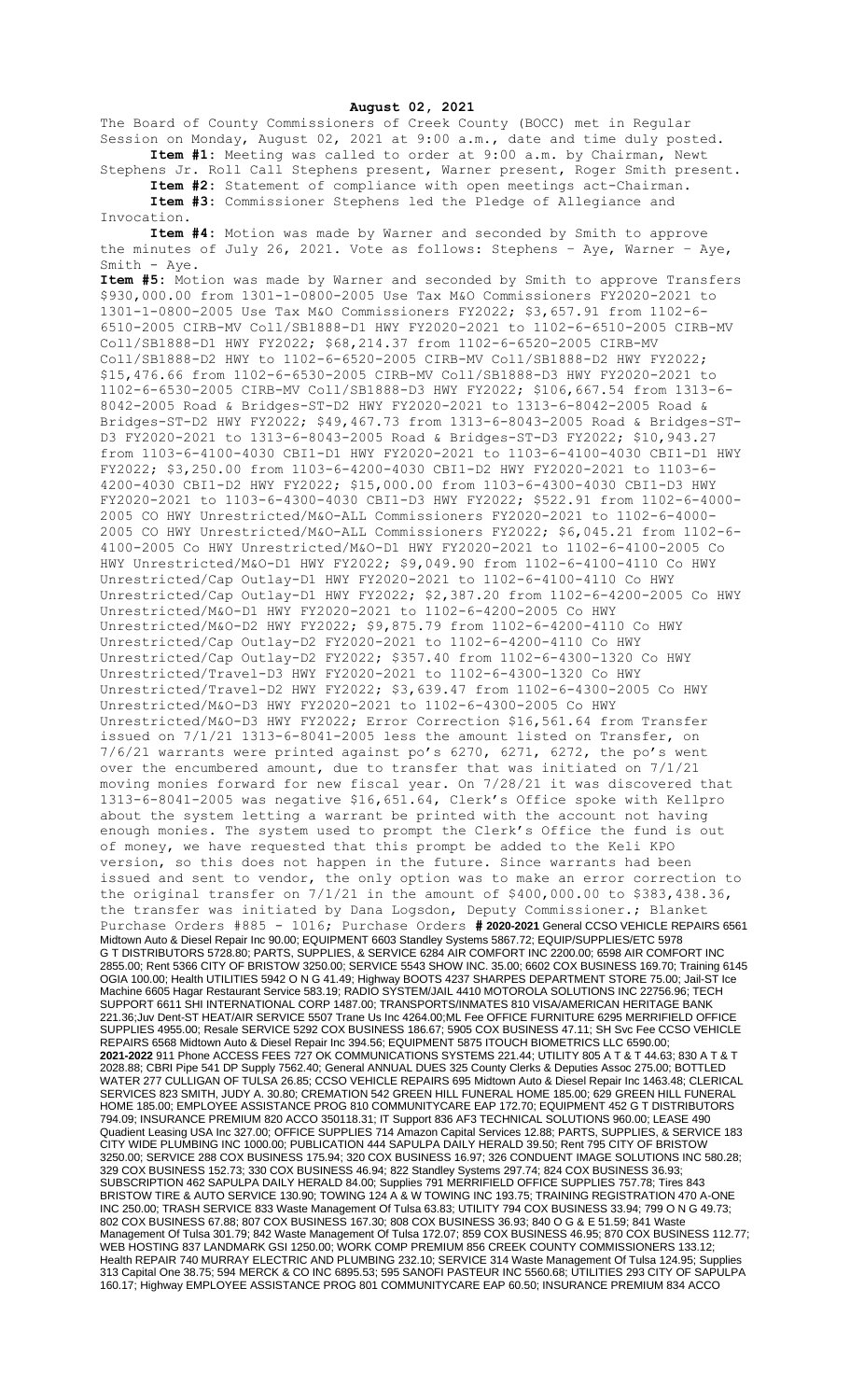**August 02, 2021**

The Board of County Commissioners of Creek County (BOCC) met in Regular Session on Monday, August 02, 2021 at 9:00 a.m., date and time duly posted.

**Item #1:** Meeting was called to order at 9:00 a.m. by Chairman, Newt Stephens Jr. Roll Call Stephens present, Warner present, Roger Smith present.

**Item #2:** Statement of compliance with open meetings act-Chairman.

**Item #3:** Commissioner Stephens led the Pledge of Allegiance and Invocation.

**Item #4:** Motion was made by Warner and seconded by Smith to approve the minutes of July 26, 2021. Vote as follows: Stephens – Aye, Warner – Aye, Smith - Aye.

**Item #5:** Motion was made by Warner and seconded by Smith to approve Transfers $930,000.00 from 1301-1-0800-2005 Use Tax M&O Commissioners FY2020-2021 to 1301-1-0800-2005 Use Tax M&O Commissioners FY2022; $3,657.91 from 1102-6-6510-2005 CIRB-MV Coll/SB1888-D1 HWY FY2020-2021 to 1102-6-6510-2005 CIRB-MV Coll/SB1888-D1 HWY FY2022; $68,214.37 from 1102-6-6520-2005 CIRB-MV Coll/SB1888-D2 HWY to 1102-6-6520-2005 CIRB-MV Coll/SB1888-D2 HWY FY2022; $15,476.66 from 1102-6-6530-2005 CIRB-MV Coll/SB1888-D3 HWY FY2020-2021 to 1102-6-6530-2005 CIRB-MV Coll/SB1888-D3 HWY FY2022; $106,667.54 from 1313-6-8042-2005 Road & Bridges-ST-D2 HWY FY2020-2021 to 1313-6-8042-2005 Road & Bridges-ST-D2 HWY FY2022; $49,467.73 from 1313-6-8043-2005 Road & Bridges-ST-D3 FY2020-2021 to 1313-6-8043-2005 Road & Bridges-ST-D3 FY2022; $10,943.27 from 1103-6-4100-4030 CBI1-D1 HWY FY2020-2021 to 1103-6-4100-4030 CBI1-D1 HWY FY2022; $3,250.00 from 1103-6-4200-4030 CBI1-D2 HWY FY2020-2021 to 1103-6-4200-4030 CBI1-D2 HWY FY2022; $15,000.00 from 1103-6-4300-4030 CBI1-D3 HWY FY2020-2021 to 1103-6-4300-4030 CBI1-D3 HWY FY2022; $522.91 from 1102-6-4000-2005 CO HWY Unrestricted/M&O-ALL Commissioners FY2020-2021 to 1102-6-4000-2005 CO HWY Unrestricted/M&O-ALL Commissioners FY2022; $6,045.21 from 1102-6-4100-2005 Co HWY Unrestricted/M&O-D1 HWY FY2020-2021 to 1102-6-4100-2005 Co HWY Unrestricted/M&O-D1 HWY FY2022; $9,049.90 from 1102-6-4100-4110 Co HWY Unrestricted/Cap Outlay-D1 HWY FY2020-2021 to 1102-6-4100-4110 Co HWY Unrestricted/Cap Outlay-D1 HWY FY2022; $2,387.20 from 1102-6-4200-2005 Co HWY Unrestricted/M&O-D1 HWY FY2020-2021 to 1102-6-4200-2005 Co HWY Unrestricted/M&O-D2 HWY FY2022; $9,875.79 from 1102-6-4200-4110 Co HWY Unrestricted/Cap Outlay-D2 FY2020-2021 to 1102-6-4200-4110 Co HWY Unrestricted/Cap Outlay-D2 FY2022; $357.40 from 1102-6-4300-1320 Co HWY Unrestricted/Travel-D3 HWY FY2020-2021 to 1102-6-4300-1320 Co HWY Unrestricted/Travel-D2 HWY FY2022; $3,639.47 from 1102-6-4300-2005 Co HWY Unrestricted/M&O-D3 HWY FY2020-2021 to 1102-6-4300-2005 Co HWY Unrestricted/M&O-D3 HWY FY2022; Error Correction $16,561.64 from Transfer issued on 7/1/21 1313-6-8041-2005 less the amount listed on Transfer, on 7/6/21 warrants were printed against po's 6270, 6271, 6272, the po's went over the encumbered amount, due to transfer that was initiated on 7/1/21 moving monies forward for new fiscal year. On 7/28/21 it was discovered that 1313-6-8041-2005 was negative $16,651.64, Clerk's Office spoke with Kellpro about the system letting a warrant be printed with the account not having enough monies. The system used to prompt the Clerk's Office the fund is out of money, we have requested that this prompt be added to the Keli KPO version, so this does not happen in the future. Since warrants had been issued and sent to vendor, the only option was to make an error correction to the original transfer on 7/1/21 in the amount of $400,000.00 to $383,438.36, the transfer was initiated by Dana Logsdon, Deputy Commissioner.; Blanket Purchase Orders #885 - 1016; Purchase Orders **# 2020-2021** General CCSO VEHICLE REPAIRS 6561 Midtown Auto & Diesel Repair Inc 90.00; EQUIPMENT 6603 Standley Systems 5867.72; EQUIP/SUPPLIES/ETC 5978 G T DISTRIBUTORS 5728.80; PARTS, SUPPLIES, & SERVICE 6284 AIR COMFORT INC 2200.00; 6598 AIR COMFORT INC 2855.00; Rent 5366 CITY OF BRISTOW 3250.00; SERVICE 5543 SHOW INC. 35.00; 6602 COX BUSINESS 169.70; Training 6145 OGIA 100.00; Health UTILITIES 5942 O N G 41.49; Highway BOOTS 4237 SHARPES DEPARTMENT STORE 75.00; Jail-ST Ice Machine 6605 Hagar Restaurant Service 583.19; RADIO SYSTEM/JAIL 4410 MOTOROLA SOLUTIONS INC 22756.96; TECH SUPPORT 6611 SHI INTERNATIONAL CORP 1487.00; TRANSPORTS/INMATES 810 VISA/AMERICAN HERITAGE BANK 221.36;Juv Dent-ST HEAT/AIR SERVICE 5507 Trane Us Inc 4264.00;ML Fee OFFICE FURNITURE 6295 MERRIFIELD OFFICE SUPPLIES 4955.00; Resale SERVICE 5292 COX BUSINESS 186.67; 5905 COX BUSINESS 47.11; SH Svc Fee CCSO VEHICLE REPAIRS 6568 Midtown Auto & Diesel Repair Inc 394.56; EQUIPMENT 5875 ITOUCH BIOMETRICS LLC 6590.00; **2021-2022** 911 Phone ACCESS FEES 727 OK COMMUNICATIONS SYSTEMS 221.44; UTILITY 805 A T & T 44.63; 830 A T & T 2028.88; CBRI Pipe 541 DP Supply 7562.40; General ANNUAL DUES 325 County Clerks & Deputies Assoc 275.00; BOTTLED WATER 277 CULLIGAN OF TULSA 26.85; CCSO VEHICLE REPAIRS 695 Midtown Auto & Diesel Repair Inc 1463.48; CLERICAL SERVICES 823 SMITH, JUDY A. 30.80; CREMATION 542 GREEN HILL FUNERAL HOME 185.00; 629 GREEN HILL FUNERAL HOME 185.00; EMPLOYEE ASSISTANCE PROG 810 COMMUNITYCARE EAP 172.70; EQUIPMENT 452 G T DISTRIBUTORS 794.09; INSURANCE PREMIUM 820 ACCO 350118.31; IT Support 836 AF3 TECHNICAL SOLUTIONS 960.00; LEASE 490 Quadient Leasing USA Inc 327.00; OFFICE SUPPLIES 714 Amazon Capital Services 12.88; PARTS, SUPPLIES, & SERVICE 183 CITY WIDE PLUMBING INC 1000.00; PUBLICATION 444 SAPULPA DAILY HERALD 39.50; Rent 795 CITY OF BRISTOW 3250.00; SERVICE 288 COX BUSINESS 175.94; 320 COX BUSINESS 16.97; 326 CONDUENT IMAGE SOLUTIONS INC 580.28; 329 COX BUSINESS 152.73; 330 COX BUSINESS 46.94; 822 Standley Systems 297.74; 824 COX BUSINESS 36.93; SUBSCRIPTION 462 SAPULPA DAILY HERALD 84.00; Supplies 791 MERRIFIELD OFFICE SUPPLIES 757.78; Tires 843 BRISTOW TIRE & AUTO SERVICE 130.90; TOWING 124 A & W TOWING INC 193.75; TRAINING REGISTRATION 470 A-ONE INC 250.00; TRASH SERVICE 833 Waste Management Of Tulsa 63.83; UTILITY 794 COX BUSINESS 33.94; 799 O N G 49.73; 802 COX BUSINESS 67.88; 807 COX BUSINESS 167.30; 808 COX BUSINESS 36.93; 840 O G & E 51.59; 841 Waste Management Of Tulsa 301.79; 842 Waste Management Of Tulsa 172.07; 859 COX BUSINESS 46.95; 870 COX BUSINESS 112.77; WEB HOSTING 837 LANDMARK GSI 1250.00; WORK COMP PREMIUM 856 CREEK COUNTY COMMISSIONERS 133.12; Health REPAIR 740 MURRAY ELECTRIC AND PLUMBING 232.10; SERVICE 314 Waste Management Of Tulsa 124.95; Supplies 313 Capital One 38.75; 594 MERCK & CO INC 6895.53; 595 SANOFI PASTEUR INC 5560.68; UTILITIES 293 CITY OF SAPULPA 160.17; Highway EMPLOYEE ASSISTANCE PROG 801 COMMUNITYCARE EAP 60.50; INSURANCE PREMIUM 834 ACCO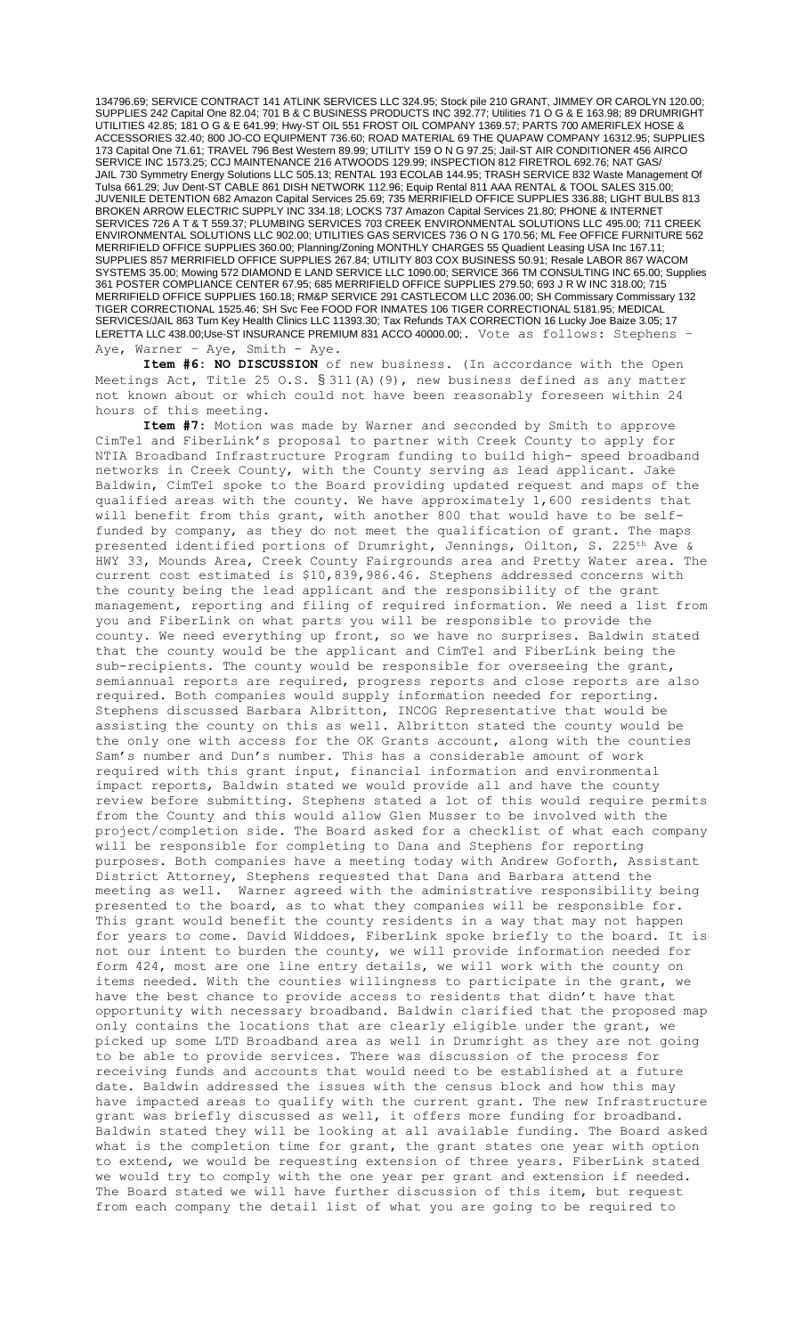134796.69; SERVICE CONTRACT 141 ATLINK SERVICES LLC 324.95; Stock pile 210 GRANT, JIMMEY OR CAROLYN 120.00; SUPPLIES 242 Capital One 82.04; 701 B & C BUSINESS PRODUCTS INC 392.77; Utilities 71 O G & E 163.98; 89 DRUMRIGHT UTILITIES 42.85; 181 O G & E 641.99; Hwy-ST OIL 551 FROST OIL COMPANY 1369.57; PARTS 700 AMERIFLEX HOSE & ACCESSORIES 32.40; 800 JO-CO EQUIPMENT 736.60; ROAD MATERIAL 69 THE QUAPAW COMPANY 16312.95; SUPPLIES 173 Capital One 71.61; TRAVEL 796 Best Western 89.99; UTILITY 159 O N G 97.25; Jail-ST AIR CONDITIONER 456 AIRCO SERVICE INC 1573.25; CCJ MAINTENANCE 216 ATWOODS 129.99; INSPECTION 812 FIRETROL 692.76; NAT GAS/ JAIL 730 Symmetry Energy Solutions LLC 505.13; RENTAL 193 ECOLAB 144.95; TRASH SERVICE 832 Waste Management Of Tulsa 661.29; Juv Dent-ST CABLE 861 DISH NETWORK 112.96; Equip Rental 811 AAA RENTAL & TOOL SALES 315.00; JUVENILE DETENTION 682 Amazon Capital Services 25.69; 735 MERRIFIELD OFFICE SUPPLIES 336.88; LIGHT BULBS 813 BROKEN ARROW ELECTRIC SUPPLY INC 334.18; LOCKS 737 Amazon Capital Services 21.80; PHONE & INTERNET SERVICES 726 A T & T 559.37; PLUMBING SERVICES 703 CREEK ENVIRONMENTAL SOLUTIONS LLC 495.00; 711 CREEK ENVIRONMENTAL SOLUTIONS LLC 902.00; UTILITIES GAS SERVICES 736 O N G 170.56; ML Fee OFFICE FURNITURE 562 MERRIFIELD OFFICE SUPPLIES 360.00; Planning/Zoning MONTHLY CHARGES 55 Quadient Leasing USA Inc 167.11; SUPPLIES 857 MERRIFIELD OFFICE SUPPLIES 267.84; UTILITY 803 COX BUSINESS 50.91; Resale LABOR 867 WACOM SYSTEMS 35.00; Mowing 572 DIAMOND E LAND SERVICE LLC 1090.00; SERVICE 366 TM CONSULTING INC 65.00; Supplies 361 POSTER COMPLIANCE CENTER 67.95; 685 MERRIFIELD OFFICE SUPPLIES 279.50; 693 J R W INC 318.00; 715 MERRIFIELD OFFICE SUPPLIES 160.18; RM&P SERVICE 291 CASTLECOM LLC 2036.00; SH Commissary Commissary 132 TIGER CORRECTIONAL 1525.46; SH Svc Fee FOOD FOR INMATES 106 TIGER CORRECTIONAL 5181.95; MEDICAL SERVICES/JAIL 863 Turn Key Health Clinics LLC 11393.30; Tax Refunds TAX CORRECTION 16 Lucky Joe Baize 3.05; 17 LERETTA LLC 438.00;Use-ST INSURANCE PREMIUM 831 ACCO 40000.00;. Vote as follows: Stephens – Aye, Warner – Aye, Smith - Aye.

**Item #6: NO DISCUSSION** of new business. (In accordance with the Open Meetings Act, Title 25 O.S. §311(A)(9), new business defined as any matter not known about or which could not have been reasonably foreseen within 24 hours of this meeting.

**Item #7:** Motion was made by Warner and seconded by Smith to approve CimTel and FiberLink's proposal to partner with Creek County to apply for NTIA Broadband Infrastructure Program funding to build high- speed broadband networks in Creek County, with the County serving as lead applicant. Jake Baldwin, CimTel spoke to the Board providing updated request and maps of the qualified areas with the county. We have approximately 1,600 residents that will benefit from this grant, with another 800 that would have to be self-funded by company, as they do not meet the qualification of grant. The maps presented identified portions of Drumright, Jennings, Oilton, S. 225th Ave & HWY 33, Mounds Area, Creek County Fairgrounds area and Pretty Water area. The current cost estimated is $10,839,986.46. Stephens addressed concerns with the county being the lead applicant and the responsibility of the grant management, reporting and filing of required information. We need a list from you and FiberLink on what parts you will be responsible to provide the county. We need everything up front, so we have no surprises. Baldwin stated that the county would be the applicant and CimTel and FiberLink being the sub-recipients. The county would be responsible for overseeing the grant, semiannual reports are required, progress reports and close reports are also required. Both companies would supply information needed for reporting. Stephens discussed Barbara Albritton, INCOG Representative that would be assisting the county on this as well. Albritton stated the county would be the only one with access for the OK Grants account, along with the counties Sam's number and Dun's number. This has a considerable amount of work required with this grant input, financial information and environmental impact reports, Baldwin stated we would provide all and have the county review before submitting. Stephens stated a lot of this would require permits from the County and this would allow Glen Musser to be involved with the project/completion side. The Board asked for a checklist of what each company will be responsible for completing to Dana and Stephens for reporting purposes. Both companies have a meeting today with Andrew Goforth, Assistant District Attorney, Stephens requested that Dana and Barbara attend the meeting as well. Warner agreed with the administrative responsibility being presented to the board, as to what they companies will be responsible for. This grant would benefit the county residents in a way that may not happen for years to come. David Widdoes, FiberLink spoke briefly to the board. It is not our intent to burden the county, we will provide information needed for form 424, most are one line entry details, we will work with the county on items needed. With the counties willingness to participate in the grant, we have the best chance to provide access to residents that didn't have that opportunity with necessary broadband. Baldwin clarified that the proposed map only contains the locations that are clearly eligible under the grant, we picked up some LTD Broadband area as well in Drumright as they are not going to be able to provide services. There was discussion of the process for receiving funds and accounts that would need to be established at a future date. Baldwin addressed the issues with the census block and how this may have impacted areas to qualify with the current grant. The new Infrastructure grant was briefly discussed as well, it offers more funding for broadband. Baldwin stated they will be looking at all available funding. The Board asked what is the completion time for grant, the grant states one year with option to extend, we would be requesting extension of three years. FiberLink stated we would try to comply with the one year per grant and extension if needed. The Board stated we will have further discussion of this item, but request from each company the detail list of what you are going to be required to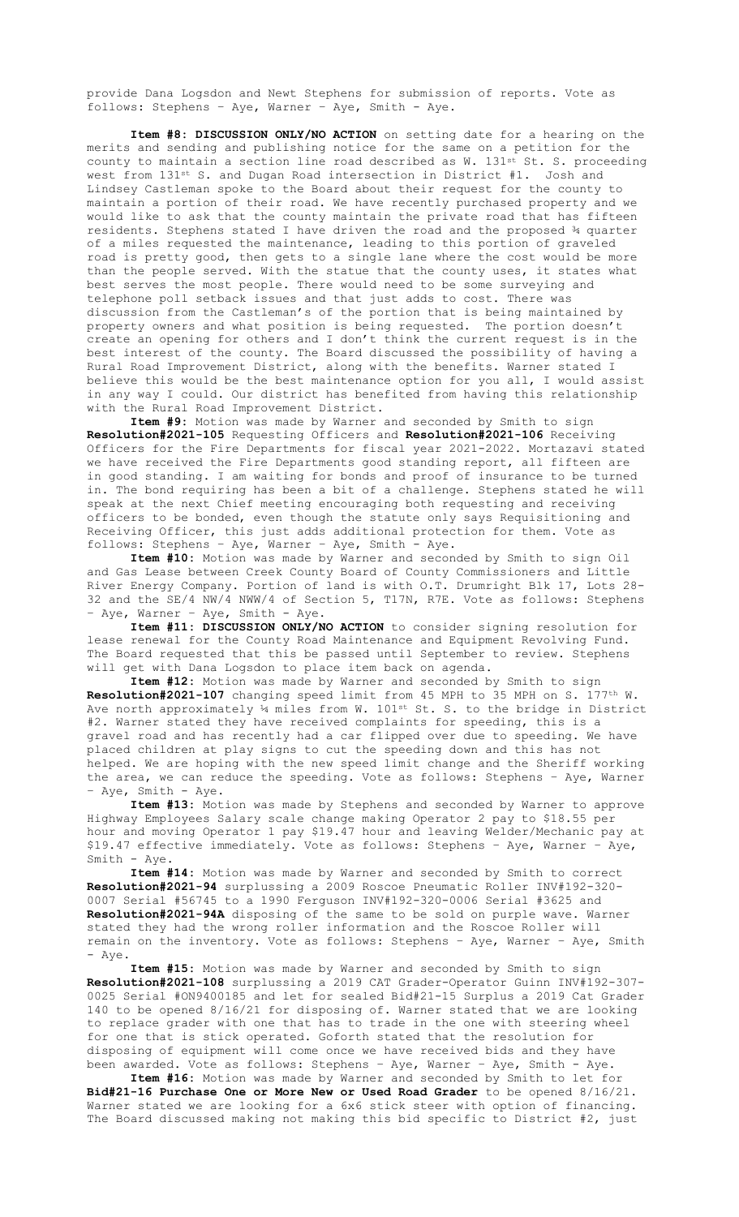provide Dana Logsdon and Newt Stephens for submission of reports. Vote as follows: Stephens – Aye, Warner – Aye, Smith - Aye.

**Item #8: DISCUSSION ONLY/NO ACTION** on setting date for a hearing on the merits and sending and publishing notice for the same on a petition for the county to maintain a section line road described as W. 131st St. S. proceeding west from 131st S. and Dugan Road intersection in District #1. Josh and Lindsey Castleman spoke to the Board about their request for the county to maintain a portion of their road. We have recently purchased property and we would like to ask that the county maintain the private road that has fifteen residents. Stephens stated I have driven the road and the proposed ¾ quarter of a miles requested the maintenance, leading to this portion of graveled road is pretty good, then gets to a single lane where the cost would be more than the people served. With the statue that the county uses, it states what best serves the most people. There would need to be some surveying and telephone poll setback issues and that just adds to cost. There was discussion from the Castleman's of the portion that is being maintained by property owners and what position is being requested. The portion doesn't create an opening for others and I don't think the current request is in the best interest of the county. The Board discussed the possibility of having a Rural Road Improvement District, along with the benefits. Warner stated I believe this would be the best maintenance option for you all, I would assist in any way I could. Our district has benefited from having this relationship with the Rural Road Improvement District.

**Item #9:** Motion was made by Warner and seconded by Smith to sign **Resolution#2021-105** Requesting Officers and **Resolution#2021-106** Receiving Officers for the Fire Departments for fiscal year 2021-2022. Mortazavi stated we have received the Fire Departments good standing report, all fifteen are in good standing. I am waiting for bonds and proof of insurance to be turned in. The bond requiring has been a bit of a challenge. Stephens stated he will speak at the next Chief meeting encouraging both requesting and receiving officers to be bonded, even though the statute only says Requisitioning and Receiving Officer, this just adds additional protection for them. Vote as follows: Stephens – Aye, Warner – Aye, Smith - Aye.

**Item #10:** Motion was made by Warner and seconded by Smith to sign Oil and Gas Lease between Creek County Board of County Commissioners and Little River Energy Company. Portion of land is with O.T. Drumright Blk 17, Lots 28-32 and the SE/4 NW/4 NWW/4 of Section 5, T17N, R7E. Vote as follows: Stephens – Aye, Warner – Aye, Smith - Aye.

**Item #11: DISCUSSION ONLY/NO ACTION** to consider signing resolution for lease renewal for the County Road Maintenance and Equipment Revolving Fund. The Board requested that this be passed until September to review. Stephens will get with Dana Logsdon to place item back on agenda.

**Item #12:** Motion was made by Warner and seconded by Smith to sign **Resolution#2021-107** changing speed limit from 45 MPH to 35 MPH on S. 177th W. Ave north approximately ¼ miles from W. 101st St. S. to the bridge in District #2. Warner stated they have received complaints for speeding, this is a gravel road and has recently had a car flipped over due to speeding. We have placed children at play signs to cut the speeding down and this has not helped. We are hoping with the new speed limit change and the Sheriff working the area, we can reduce the speeding. Vote as follows: Stephens – Aye, Warner – Aye, Smith - Aye.

**Item #13:** Motion was made by Stephens and seconded by Warner to approve Highway Employees Salary scale change making Operator 2 pay to $18.55 per hour and moving Operator 1 pay $19.47 hour and leaving Welder/Mechanic pay at $19.47 effective immediately. Vote as follows: Stephens – Aye, Warner – Aye, Smith - Aye.

**Item #14:** Motion was made by Warner and seconded by Smith to correct **Resolution#2021-94** surplussing a 2009 Roscoe Pneumatic Roller INV#192-320-0007 Serial #56745 to a 1990 Ferguson INV#192-320-0006 Serial #3625 and **Resolution#2021-94A** disposing of the same to be sold on purple wave. Warner stated they had the wrong roller information and the Roscoe Roller will remain on the inventory. Vote as follows: Stephens – Aye, Warner – Aye, Smith - Aye.

**Item #15:** Motion was made by Warner and seconded by Smith to sign **Resolution#2021-108** surplussing a 2019 CAT Grader-Operator Guinn INV#192-307-0025 Serial #ON9400185 and let for sealed Bid#21-15 Surplus a 2019 Cat Grader 140 to be opened 8/16/21 for disposing of. Warner stated that we are looking to replace grader with one that has to trade in the one with steering wheel for one that is stick operated. Goforth stated that the resolution for disposing of equipment will come once we have received bids and they have been awarded. Vote as follows: Stephens – Aye, Warner – Aye, Smith - Aye.

**Item #16:** Motion was made by Warner and seconded by Smith to let for **Bid#21-16 Purchase One or More New or Used Road Grader** to be opened 8/16/21. Warner stated we are looking for a 6x6 stick steer with option of financing. The Board discussed making not making this bid specific to District #2, just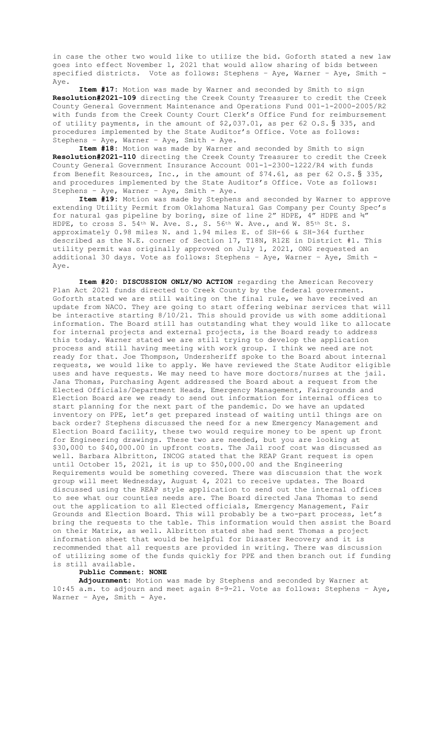in case the other two would like to utilize the bid. Goforth stated a new law goes into effect November 1, 2021 that would allow sharing of bids between specified districts. Vote as follows: Stephens – Aye, Warner – Aye, Smith - Aye.

**Item #17:** Motion was made by Warner and seconded by Smith to sign **Resolution#2021-109** directing the Creek County Treasurer to credit the Creek County General Government Maintenance and Operations Fund 001-1-2000-2005/R2 with funds from the Creek County Court Clerk's Office Fund for reimbursement of utility payments, in the amount of $2,037.01, as per 62 O.S. § 335, and procedures implemented by the State Auditor's Office. Vote as follows: Stephens – Aye, Warner – Aye, Smith - Aye.

**Item #18:** Motion was made by Warner and seconded by Smith to sign **Resolution#2021-110** directing the Creek County Treasurer to credit the Creek County General Government Insurance Account 001-1-2300-1222/R4 with funds from Benefit Resources, Inc., in the amount of $74.61, as per 62 O.S. § 335, and procedures implemented by the State Auditor's Office. Vote as follows: Stephens – Aye, Warner – Aye, Smith - Aye.

**Item #19:** Motion was made by Stephens and seconded by Warner to approve extending Utility Permit from Oklahoma Natural Gas Company per County Spec's for natural gas pipeline by boring, size of line 2" HDPE, 4" HDPE and ¾" HDPE, to cross S. 54th W. Ave. S., S. 56th W. Ave., and W. 85th St. S. approximately 0.98 miles N. and 1.94 miles E. of SH-66 & SH-364 further described as the N.E. corner of Section 17, T18N, R12E in District #1. This utility permit was originally approved on July 1, 2021, ONG requested an additional 30 days. Vote as follows: Stephens – Aye, Warner – Aye, Smith - Aye.

**Item #20: DISCUSSION ONLY/NO ACTION** regarding the American Recovery Plan Act 2021 funds directed to Creek County by the federal government. Goforth stated we are still waiting on the final rule, we have received an update from NACO. They are going to start offering webinar services that will be interactive starting 8/10/21. This should provide us with some additional information. The Board still has outstanding what they would like to allocate for internal projects and external projects, is the Board ready to address this today. Warner stated we are still trying to develop the application process and still having meeting with work group. I think we need are not ready for that. Joe Thompson, Undersheriff spoke to the Board about internal requests, we would like to apply. We have reviewed the State Auditor eligible uses and have requests. We may need to have more doctors/nurses at the jail. Jana Thomas, Purchasing Agent addressed the Board about a request from the Elected Officials/Department Heads, Emergency Management, Fairgrounds and Election Board are we ready to send out information for internal offices to start planning for the next part of the pandemic. Do we have an updated inventory on PPE, let's get prepared instead of waiting until things are on back order? Stephens discussed the need for a new Emergency Management and Election Board facility, these two would require money to be spent up front for Engineering drawings. These two are needed, but you are looking at $30,000 to $40,000.00 in upfront costs. The Jail roof cost was discussed as well. Barbara Albritton, INCOG stated that the REAP Grant request is open until October 15, 2021, it is up to $50,000.00 and the Engineering Requirements would be something covered. There was discussion that the work group will meet Wednesday, August 4, 2021 to receive updates. The Board discussed using the REAP style application to send out the internal offices to see what our counties needs are. The Board directed Jana Thomas to send out the application to all Elected officials, Emergency Management, Fair Grounds and Election Board. This will probably be a two-part process, let's bring the requests to the table. This information would then assist the Board on their Matrix, as well. Albritton stated she had sent Thomas a project information sheet that would be helpful for Disaster Recovery and it is recommended that all requests are provided in writing. There was discussion of utilizing some of the funds quickly for PPE and then branch out if funding is still available.

**Public Comment: NONE**

**Adjournment:** Motion was made by Stephens and seconded by Warner at 10:45 a.m. to adjourn and meet again 8-9-21. Vote as follows: Stephens – Aye, Warner – Aye, Smith - Aye.